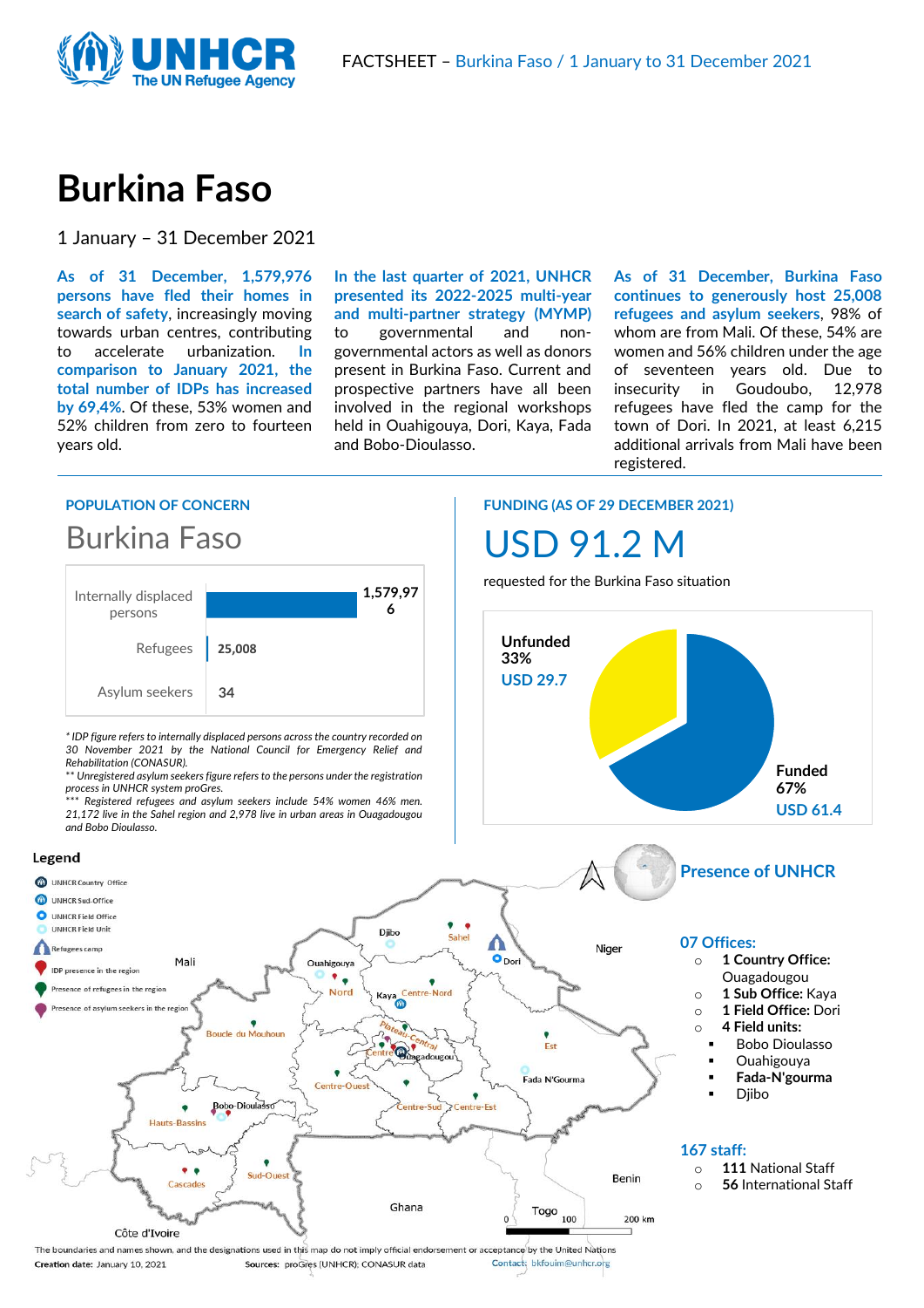FACTSHEET – Burkina Faso / 1 January to 31 December 2021

# Burkina Faso

1 January – 31 December 2021

**As of 31 December, 1,579,976 persons have fled their homes in search of safety**, increasingly moving towards urban centres, contributing to accelerate urbanization. **In comparison to January 2021, the total number of IDPs has increased by 69,4%**. Of these, 53% women and 52% children from zero to fourteen years old.

**In the last quarter of 2021, UNHCR presented its 2022-2025 multi-year and multi-partner strategy (MYMP)** to governmental and non-governmental actors as well as donors present in Burkina Faso. Current and prospective partners have all been involved in the regional workshops held in Ouahigouya, Dori, Kaya, Fada and Bobo-Dioulasso.

**As of 31 December, Burkina Faso continues to generously host 25,008 refugees and asylum seekers**, 98% of whom are from Mali. Of these, 54% are women and 56% children under the age of seventeen years old. Due to insecurity in Goudoubo, 12,978 refugees have fled the camp for the town of Dori. In 2021, at least 6,215 additional arrivals from Mali have been registered.

## POPULATION OF CONCERN

### Burkina Faso

| Category | Number |
|---|---|
| Internally displaced persons | 1,579,976 |
| Refugees | 25,008 |
| Asylum seekers | 34 |

*\* IDP figure refers to internally displaced persons across the country recorded on 30 November 2021 by the National Council for Emergency Relief and Rehabilitation (CONASUR).*
*\*\* Unregistered asylum seekers figure refers to the persons under the registration process in UNHCR system proGres.*
*\*\*\* Registered refugees and asylum seekers include 54% women 46% men. 21,172 live in the Sahel region and 2,978 live in urban areas in Ouagadougou and Bobo Dioulasso.*

## FUNDING (AS OF 29 DECEMBER 2021)

# USD 91.2 M

requested for the Burkina Faso situation

| | Percentage | Amount |
|---|---|---|
| Unfunded | 33% | USD 29.7 |
| Funded | 67% | USD 61.4 |

## Presence of UNHCR

**07 Offices:**
- **1 Country Office:** Ouagadougou
- **1 Sub Office:** Kaya
- **1 Field Office:** Dori
- **4 Field units:**
  - Bobo Dioulasso
  - Ouahigouya
  - **Fada-N'gourma**
  - Djibo

**167 staff:**
- **111** National Staff
- **56** International Staff

The boundaries and names shown, and the designations used in this map do not imply official endorsement or acceptance by the United Nations

**Creation date:** January 10, 2021 **Sources:** proGres (UNHCR); CONASUR data **Contact:** bkfouim@unhcr.org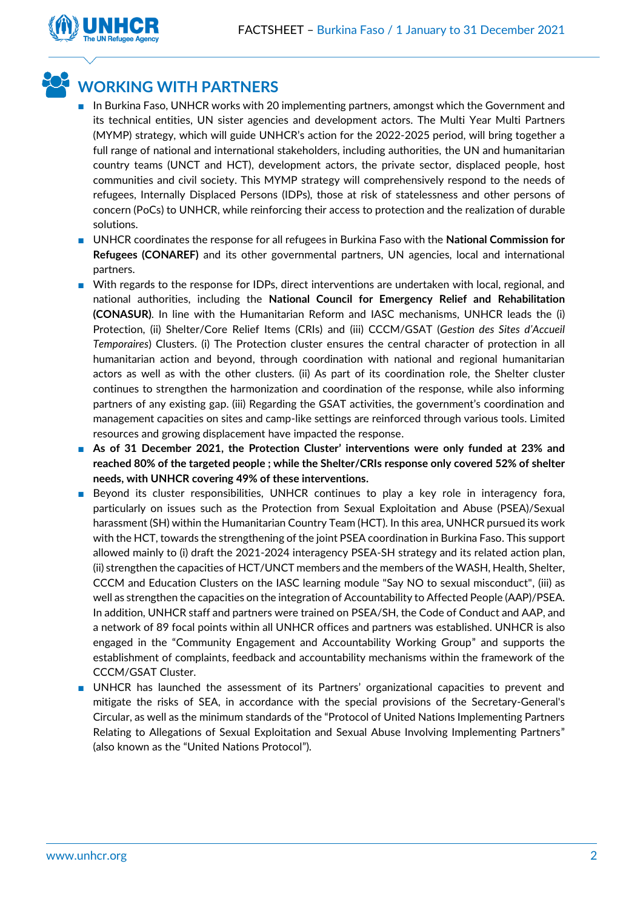## WORKING WITH PARTNERS

- In Burkina Faso, UNHCR works with 20 implementing partners, amongst which the Government and its technical entities, UN sister agencies and development actors. The Multi Year Multi Partners (MYMP) strategy, which will guide UNHCR's action for the 2022-2025 period, will bring together a full range of national and international stakeholders, including authorities, the UN and humanitarian country teams (UNCT and HCT), development actors, the private sector, displaced people, host communities and civil society. This MYMP strategy will comprehensively respond to the needs of refugees, Internally Displaced Persons (IDPs), those at risk of statelessness and other persons of concern (PoCs) to UNHCR, while reinforcing their access to protection and the realization of durable solutions.
- UNHCR coordinates the response for all refugees in Burkina Faso with the **National Commission for Refugees (CONAREF)** and its other governmental partners, UN agencies, local and international partners.
- With regards to the response for IDPs, direct interventions are undertaken with local, regional, and national authorities, including the **National Council for Emergency Relief and Rehabilitation (CONASUR)**. In line with the Humanitarian Reform and IASC mechanisms, UNHCR leads the (i) Protection, (ii) Shelter/Core Relief Items (CRIs) and (iii) CCCM/GSAT (*Gestion des Sites d'Accueil Temporaires*) Clusters. (i) The Protection cluster ensures the central character of protection in all humanitarian action and beyond, through coordination with national and regional humanitarian actors as well as with the other clusters. (ii) As part of its coordination role, the Shelter cluster continues to strengthen the harmonization and coordination of the response, while also informing partners of any existing gap. (iii) Regarding the GSAT activities, the government's coordination and management capacities on sites and camp-like settings are reinforced through various tools. Limited resources and growing displacement have impacted the response.
- **As of 31 December 2021, the Protection Cluster' interventions were only funded at 23% and reached 80% of the targeted people ; while the Shelter/CRIs response only covered 52% of shelter needs, with UNHCR covering 49% of these interventions.**
- Beyond its cluster responsibilities, UNHCR continues to play a key role in interagency fora, particularly on issues such as the Protection from Sexual Exploitation and Abuse (PSEA)/Sexual harassment (SH) within the Humanitarian Country Team (HCT). In this area, UNHCR pursued its work with the HCT, towards the strengthening of the joint PSEA coordination in Burkina Faso. This support allowed mainly to (i) draft the 2021-2024 interagency PSEA-SH strategy and its related action plan, (ii) strengthen the capacities of HCT/UNCT members and the members of the WASH, Health, Shelter, CCCM and Education Clusters on the IASC learning module "Say NO to sexual misconduct", (iii) as well as strengthen the capacities on the integration of Accountability to Affected People (AAP)/PSEA. In addition, UNHCR staff and partners were trained on PSEA/SH, the Code of Conduct and AAP, and a network of 89 focal points within all UNHCR offices and partners was established. UNHCR is also engaged in the "Community Engagement and Accountability Working Group" and supports the establishment of complaints, feedback and accountability mechanisms within the framework of the CCCM/GSAT Cluster.
- UNHCR has launched the assessment of its Partners' organizational capacities to prevent and mitigate the risks of SEA, in accordance with the special provisions of the Secretary-General's Circular, as well as the minimum standards of the "Protocol of United Nations Implementing Partners Relating to Allegations of Sexual Exploitation and Sexual Abuse Involving Implementing Partners" (also known as the "United Nations Protocol").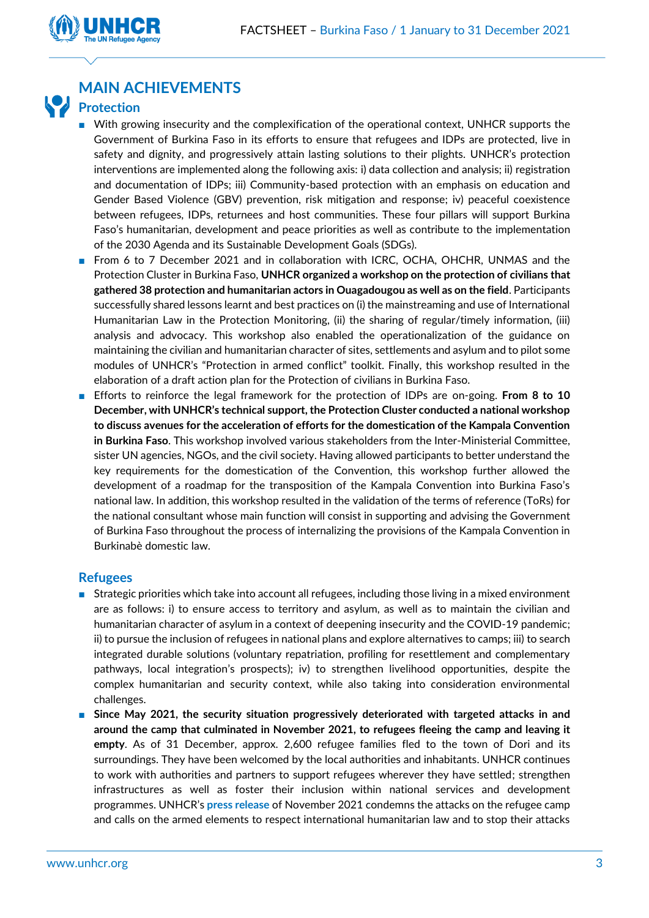## MAIN ACHIEVEMENTS

### Protection

- With growing insecurity and the complexification of the operational context, UNHCR supports the Government of Burkina Faso in its efforts to ensure that refugees and IDPs are protected, live in safety and dignity, and progressively attain lasting solutions to their plights. UNHCR's protection interventions are implemented along the following axis: i) data collection and analysis; ii) registration and documentation of IDPs; iii) Community-based protection with an emphasis on education and Gender Based Violence (GBV) prevention, risk mitigation and response; iv) peaceful coexistence between refugees, IDPs, returnees and host communities. These four pillars will support Burkina Faso's humanitarian, development and peace priorities as well as contribute to the implementation of the 2030 Agenda and its Sustainable Development Goals (SDGs).
- From 6 to 7 December 2021 and in collaboration with ICRC, OCHA, OHCHR, UNMAS and the Protection Cluster in Burkina Faso, **UNHCR organized a workshop on the protection of civilians that gathered 38 protection and humanitarian actors in Ouagadougou as well as on the field**. Participants successfully shared lessons learnt and best practices on (i) the mainstreaming and use of International Humanitarian Law in the Protection Monitoring, (ii) the sharing of regular/timely information, (iii) analysis and advocacy. This workshop also enabled the operationalization of the guidance on maintaining the civilian and humanitarian character of sites, settlements and asylum and to pilot some modules of UNHCR's "Protection in armed conflict" toolkit. Finally, this workshop resulted in the elaboration of a draft action plan for the Protection of civilians in Burkina Faso.
- Efforts to reinforce the legal framework for the protection of IDPs are on-going. **From 8 to 10 December, with UNHCR's technical support, the Protection Cluster conducted a national workshop to discuss avenues for the acceleration of efforts for the domestication of the Kampala Convention in Burkina Faso**. This workshop involved various stakeholders from the Inter-Ministerial Committee, sister UN agencies, NGOs, and the civil society. Having allowed participants to better understand the key requirements for the domestication of the Convention, this workshop further allowed the development of a roadmap for the transposition of the Kampala Convention into Burkina Faso's national law. In addition, this workshop resulted in the validation of the terms of reference (ToRs) for the national consultant whose main function will consist in supporting and advising the Government of Burkina Faso throughout the process of internalizing the provisions of the Kampala Convention in Burkinabè domestic law.

### Refugees

- Strategic priorities which take into account all refugees, including those living in a mixed environment are as follows: i) to ensure access to territory and asylum, as well as to maintain the civilian and humanitarian character of asylum in a context of deepening insecurity and the COVID-19 pandemic; ii) to pursue the inclusion of refugees in national plans and explore alternatives to camps; iii) to search integrated durable solutions (voluntary repatriation, profiling for resettlement and complementary pathways, local integration's prospects); iv) to strengthen livelihood opportunities, despite the complex humanitarian and security context, while also taking into consideration environmental challenges.
- **Since May 2021, the security situation progressively deteriorated with targeted attacks in and around the camp that culminated in November 2021, to refugees fleeing the camp and leaving it empty**. As of 31 December, approx. 2,600 refugee families fled to the town of Dori and its surroundings. They have been welcomed by the local authorities and inhabitants. UNHCR continues to work with authorities and partners to support refugees wherever they have settled; strengthen infrastructures as well as foster their inclusion within national services and development programmes. UNHCR's press release of November 2021 condemns the attacks on the refugee camp and calls on the armed elements to respect international humanitarian law and to stop their attacks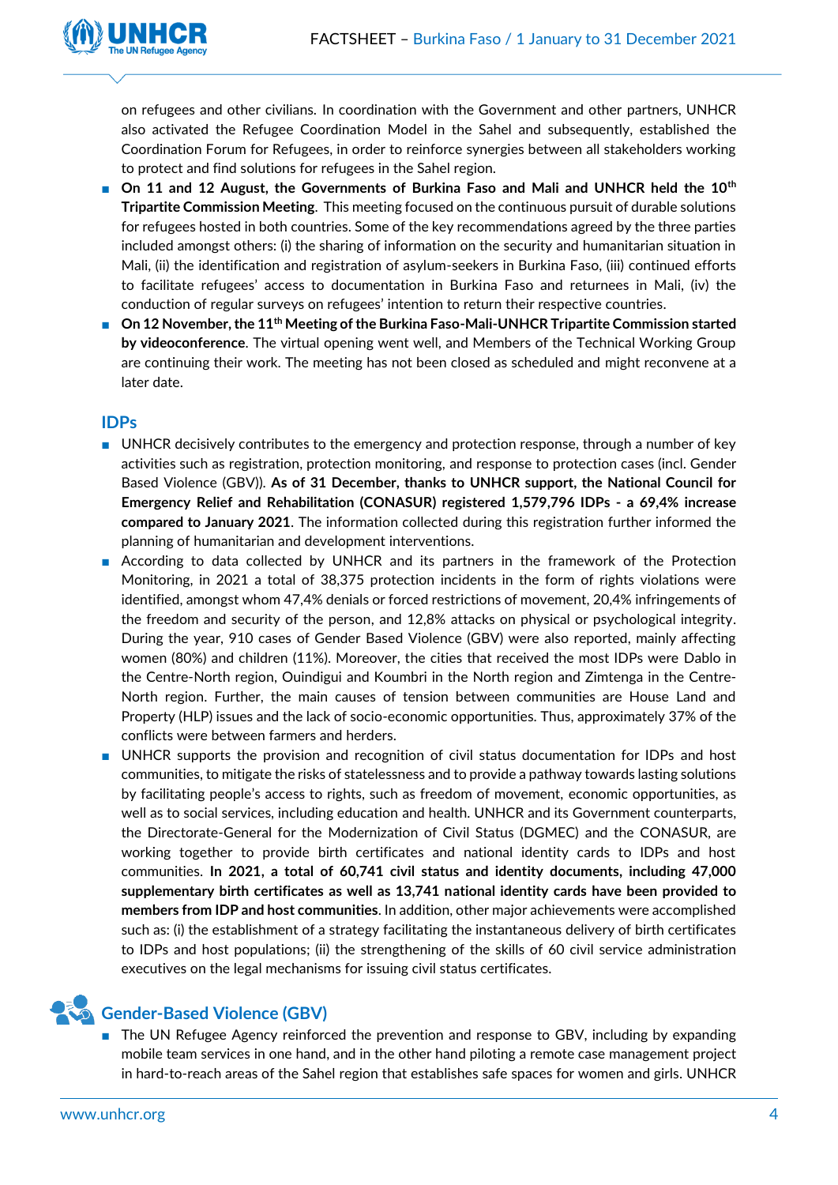on refugees and other civilians. In coordination with the Government and other partners, UNHCR also activated the Refugee Coordination Model in the Sahel and subsequently, established the Coordination Forum for Refugees, in order to reinforce synergies between all stakeholders working to protect and find solutions for refugees in the Sahel region.

- **On 11 and 12 August, the Governments of Burkina Faso and Mali and UNHCR held the 10th Tripartite Commission Meeting**. This meeting focused on the continuous pursuit of durable solutions for refugees hosted in both countries. Some of the key recommendations agreed by the three parties included amongst others: (i) the sharing of information on the security and humanitarian situation in Mali, (ii) the identification and registration of asylum-seekers in Burkina Faso, (iii) continued efforts to facilitate refugees' access to documentation in Burkina Faso and returnees in Mali, (iv) the conduction of regular surveys on refugees' intention to return their respective countries.
- **On 12 November, the 11th Meeting of the Burkina Faso-Mali-UNHCR Tripartite Commission started by videoconference**. The virtual opening went well, and Members of the Technical Working Group are continuing their work. The meeting has not been closed as scheduled and might reconvene at a later date.

## IDPs

- UNHCR decisively contributes to the emergency and protection response, through a number of key activities such as registration, protection monitoring, and response to protection cases (incl. Gender Based Violence (GBV)). **As of 31 December, thanks to UNHCR support, the National Council for Emergency Relief and Rehabilitation (CONASUR) registered 1,579,796 IDPs - a 69,4% increase compared to January 2021**. The information collected during this registration further informed the planning of humanitarian and development interventions.
- According to data collected by UNHCR and its partners in the framework of the Protection Monitoring, in 2021 a total of 38,375 protection incidents in the form of rights violations were identified, amongst whom 47,4% denials or forced restrictions of movement, 20,4% infringements of the freedom and security of the person, and 12,8% attacks on physical or psychological integrity. During the year, 910 cases of Gender Based Violence (GBV) were also reported, mainly affecting women (80%) and children (11%). Moreover, the cities that received the most IDPs were Dablo in the Centre-North region, Ouindigui and Koumbri in the North region and Zimtenga in the Centre-North region. Further, the main causes of tension between communities are House Land and Property (HLP) issues and the lack of socio-economic opportunities. Thus, approximately 37% of the conflicts were between farmers and herders.
- UNHCR supports the provision and recognition of civil status documentation for IDPs and host communities, to mitigate the risks of statelessness and to provide a pathway towards lasting solutions by facilitating people's access to rights, such as freedom of movement, economic opportunities, as well as to social services, including education and health. UNHCR and its Government counterparts, the Directorate-General for the Modernization of Civil Status (DGMEC) and the CONASUR, are working together to provide birth certificates and national identity cards to IDPs and host communities. **In 2021, a total of 60,741 civil status and identity documents, including 47,000 supplementary birth certificates as well as 13,741 national identity cards have been provided to members from IDP and host communities**. In addition, other major achievements were accomplished such as: (i) the establishment of a strategy facilitating the instantaneous delivery of birth certificates to IDPs and host populations; (ii) the strengthening of the skills of 60 civil service administration executives on the legal mechanisms for issuing civil status certificates.

## Gender-Based Violence (GBV)

- The UN Refugee Agency reinforced the prevention and response to GBV, including by expanding mobile team services in one hand, and in the other hand piloting a remote case management project in hard-to-reach areas of the Sahel region that establishes safe spaces for women and girls. UNHCR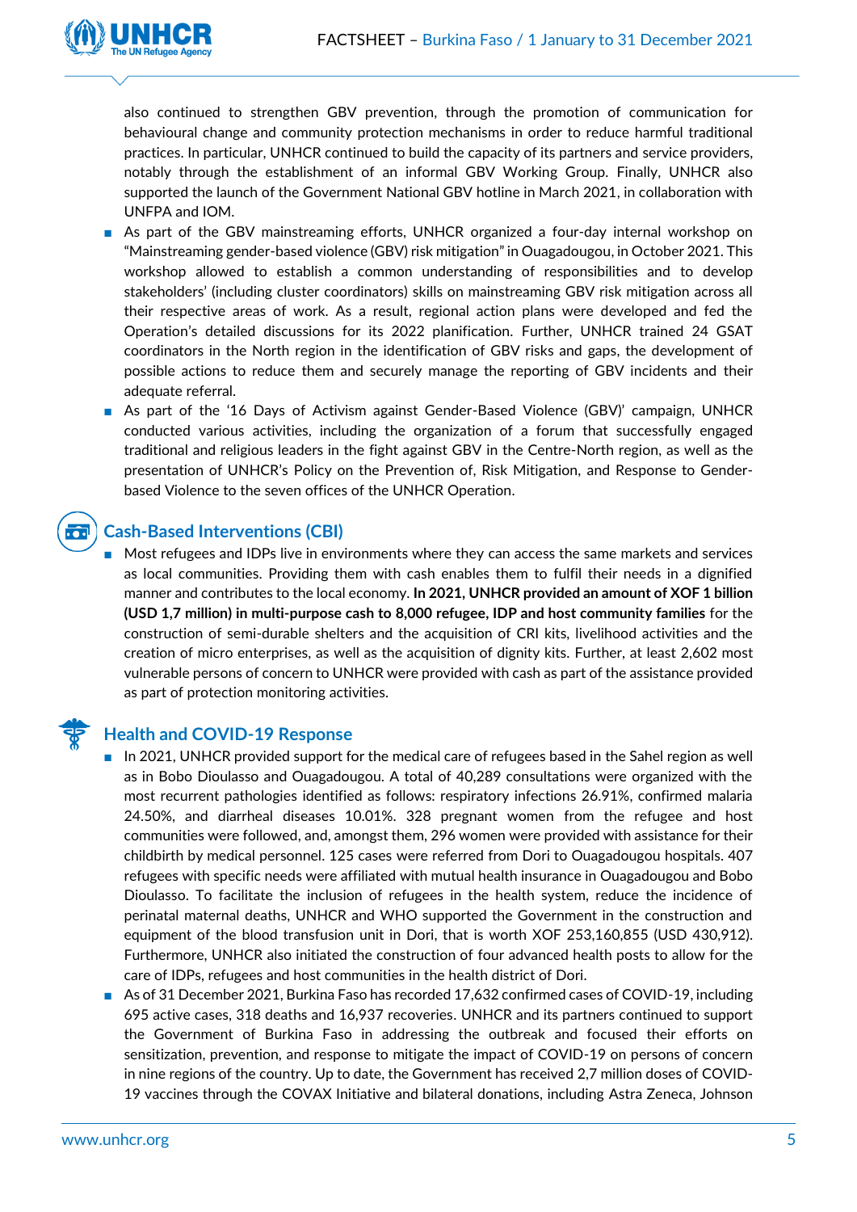also continued to strengthen GBV prevention, through the promotion of communication for behavioural change and community protection mechanisms in order to reduce harmful traditional practices. In particular, UNHCR continued to build the capacity of its partners and service providers, notably through the establishment of an informal GBV Working Group. Finally, UNHCR also supported the launch of the Government National GBV hotline in March 2021, in collaboration with UNFPA and IOM.

- As part of the GBV mainstreaming efforts, UNHCR organized a four-day internal workshop on "Mainstreaming gender-based violence (GBV) risk mitigation" in Ouagadougou, in October 2021. This workshop allowed to establish a common understanding of responsibilities and to develop stakeholders' (including cluster coordinators) skills on mainstreaming GBV risk mitigation across all their respective areas of work. As a result, regional action plans were developed and fed the Operation's detailed discussions for its 2022 planification. Further, UNHCR trained 24 GSAT coordinators in the North region in the identification of GBV risks and gaps, the development of possible actions to reduce them and securely manage the reporting of GBV incidents and their adequate referral.
- As part of the '16 Days of Activism against Gender-Based Violence (GBV)' campaign, UNHCR conducted various activities, including the organization of a forum that successfully engaged traditional and religious leaders in the fight against GBV in the Centre-North region, as well as the presentation of UNHCR's Policy on the Prevention of, Risk Mitigation, and Response to Gender-based Violence to the seven offices of the UNHCR Operation.

## Cash-Based Interventions (CBI)

- Most refugees and IDPs live in environments where they can access the same markets and services as local communities. Providing them with cash enables them to fulfil their needs in a dignified manner and contributes to the local economy. **In 2021, UNHCR provided an amount of XOF 1 billion (USD 1,7 million) in multi-purpose cash to 8,000 refugee, IDP and host community families** for the construction of semi-durable shelters and the acquisition of CRI kits, livelihood activities and the creation of micro enterprises, as well as the acquisition of dignity kits. Further, at least 2,602 most vulnerable persons of concern to UNHCR were provided with cash as part of the assistance provided as part of protection monitoring activities.

## Health and COVID-19 Response

- In 2021, UNHCR provided support for the medical care of refugees based in the Sahel region as well as in Bobo Dioulasso and Ouagadougou. A total of 40,289 consultations were organized with the most recurrent pathologies identified as follows: respiratory infections 26.91%, confirmed malaria 24.50%, and diarrheal diseases 10.01%. 328 pregnant women from the refugee and host communities were followed, and, amongst them, 296 women were provided with assistance for their childbirth by medical personnel. 125 cases were referred from Dori to Ouagadougou hospitals. 407 refugees with specific needs were affiliated with mutual health insurance in Ouagadougou and Bobo Dioulasso. To facilitate the inclusion of refugees in the health system, reduce the incidence of perinatal maternal deaths, UNHCR and WHO supported the Government in the construction and equipment of the blood transfusion unit in Dori, that is worth XOF 253,160,855 (USD 430,912). Furthermore, UNHCR also initiated the construction of four advanced health posts to allow for the care of IDPs, refugees and host communities in the health district of Dori.
- As of 31 December 2021, Burkina Faso has recorded 17,632 confirmed cases of COVID-19, including 695 active cases, 318 deaths and 16,937 recoveries. UNHCR and its partners continued to support the Government of Burkina Faso in addressing the outbreak and focused their efforts on sensitization, prevention, and response to mitigate the impact of COVID-19 on persons of concern in nine regions of the country. Up to date, the Government has received 2,7 million doses of COVID-19 vaccines through the COVAX Initiative and bilateral donations, including Astra Zeneca, Johnson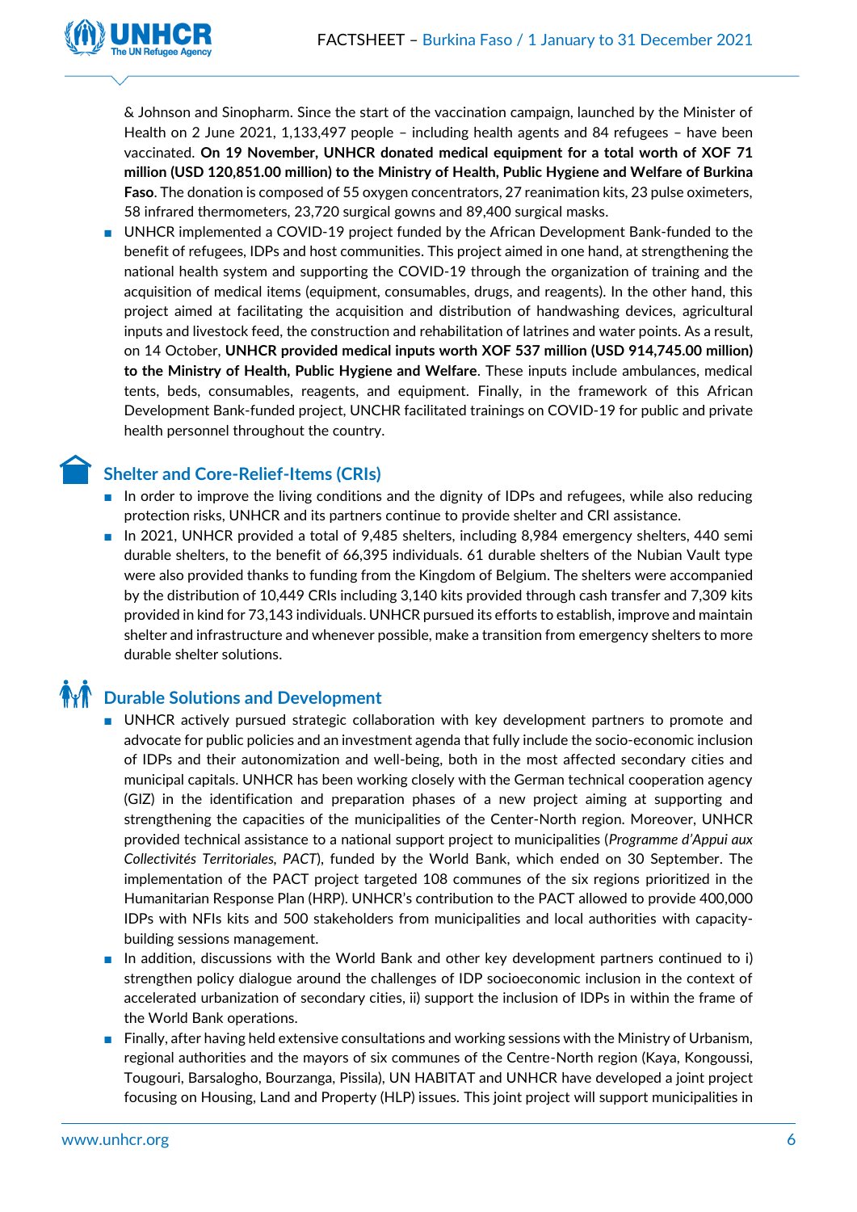& Johnson and Sinopharm. Since the start of the vaccination campaign, launched by the Minister of Health on 2 June 2021, 1,133,497 people – including health agents and 84 refugees – have been vaccinated. **On 19 November, UNHCR donated medical equipment for a total worth of XOF 71 million (USD 120,851.00 million) to the Ministry of Health, Public Hygiene and Welfare of Burkina Faso**. The donation is composed of 55 oxygen concentrators, 27 reanimation kits, 23 pulse oximeters, 58 infrared thermometers, 23,720 surgical gowns and 89,400 surgical masks.

- UNHCR implemented a COVID-19 project funded by the African Development Bank-funded to the benefit of refugees, IDPs and host communities. This project aimed in one hand, at strengthening the national health system and supporting the COVID-19 through the organization of training and the acquisition of medical items (equipment, consumables, drugs, and reagents). In the other hand, this project aimed at facilitating the acquisition and distribution of handwashing devices, agricultural inputs and livestock feed, the construction and rehabilitation of latrines and water points. As a result, on 14 October, **UNHCR provided medical inputs worth XOF 537 million (USD 914,745.00 million) to the Ministry of Health, Public Hygiene and Welfare**. These inputs include ambulances, medical tents, beds, consumables, reagents, and equipment. Finally, in the framework of this African Development Bank-funded project, UNCHR facilitated trainings on COVID-19 for public and private health personnel throughout the country.

## Shelter and Core-Relief-Items (CRIs)

- In order to improve the living conditions and the dignity of IDPs and refugees, while also reducing protection risks, UNHCR and its partners continue to provide shelter and CRI assistance.
- In 2021, UNHCR provided a total of 9,485 shelters, including 8,984 emergency shelters, 440 semi durable shelters, to the benefit of 66,395 individuals. 61 durable shelters of the Nubian Vault type were also provided thanks to funding from the Kingdom of Belgium. The shelters were accompanied by the distribution of 10,449 CRIs including 3,140 kits provided through cash transfer and 7,309 kits provided in kind for 73,143 individuals. UNHCR pursued its efforts to establish, improve and maintain shelter and infrastructure and whenever possible, make a transition from emergency shelters to more durable shelter solutions.

## Durable Solutions and Development

- UNHCR actively pursued strategic collaboration with key development partners to promote and advocate for public policies and an investment agenda that fully include the socio-economic inclusion of IDPs and their autonomization and well-being, both in the most affected secondary cities and municipal capitals. UNHCR has been working closely with the German technical cooperation agency (GIZ) in the identification and preparation phases of a new project aiming at supporting and strengthening the capacities of the municipalities of the Center-North region. Moreover, UNHCR provided technical assistance to a national support project to municipalities (*Programme d'Appui aux Collectivités Territoriales, PACT*), funded by the World Bank, which ended on 30 September. The implementation of the PACT project targeted 108 communes of the six regions prioritized in the Humanitarian Response Plan (HRP). UNHCR's contribution to the PACT allowed to provide 400,000 IDPs with NFIs kits and 500 stakeholders from municipalities and local authorities with capacity-building sessions management.
- In addition, discussions with the World Bank and other key development partners continued to i) strengthen policy dialogue around the challenges of IDP socioeconomic inclusion in the context of accelerated urbanization of secondary cities, ii) support the inclusion of IDPs in within the frame of the World Bank operations.
- Finally, after having held extensive consultations and working sessions with the Ministry of Urbanism, regional authorities and the mayors of six communes of the Centre-North region (Kaya, Kongoussi, Tougouri, Barsalogho, Bourzanga, Pissila), UN HABITAT and UNHCR have developed a joint project focusing on Housing, Land and Property (HLP) issues. This joint project will support municipalities in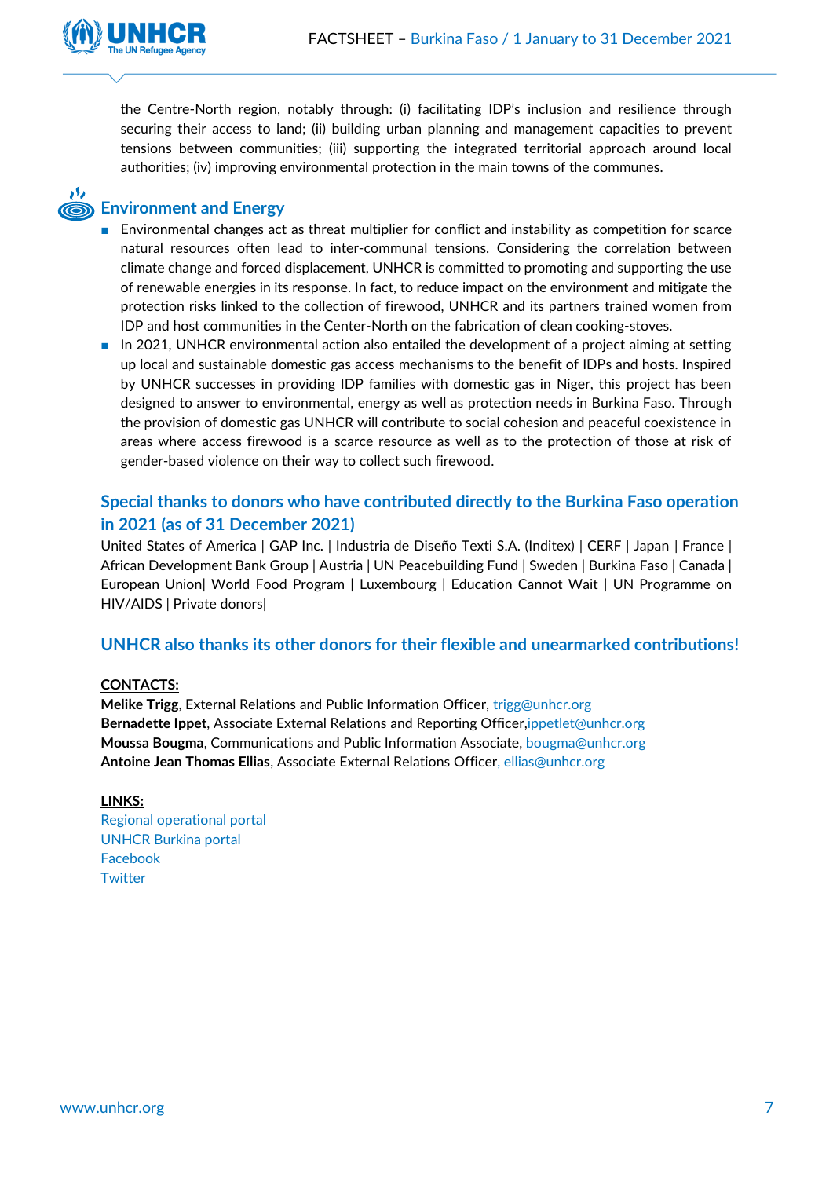the Centre-North region, notably through: (i) facilitating IDP's inclusion and resilience through securing their access to land; (ii) building urban planning and management capacities to prevent tensions between communities; (iii) supporting the integrated territorial approach around local authorities; (iv) improving environmental protection in the main towns of the communes.

## Environment and Energy

- Environmental changes act as threat multiplier for conflict and instability as competition for scarce natural resources often lead to inter-communal tensions. Considering the correlation between climate change and forced displacement, UNHCR is committed to promoting and supporting the use of renewable energies in its response. In fact, to reduce impact on the environment and mitigate the protection risks linked to the collection of firewood, UNHCR and its partners trained women from IDP and host communities in the Center-North on the fabrication of clean cooking-stoves.
- In 2021, UNHCR environmental action also entailed the development of a project aiming at setting up local and sustainable domestic gas access mechanisms to the benefit of IDPs and hosts. Inspired by UNHCR successes in providing IDP families with domestic gas in Niger, this project has been designed to answer to environmental, energy as well as protection needs in Burkina Faso. Through the provision of domestic gas UNHCR will contribute to social cohesion and peaceful coexistence in areas where access firewood is a scarce resource as well as to the protection of those at risk of gender-based violence on their way to collect such firewood.

## Special thanks to donors who have contributed directly to the Burkina Faso operation in 2021 (as of 31 December 2021)

United States of America | GAP Inc. | Industria de Diseño Texti S.A. (Inditex) | CERF | Japan | France | African Development Bank Group | Austria | UN Peacebuilding Fund | Sweden | Burkina Faso | Canada | European Union| World Food Program | Luxembourg | Education Cannot Wait | UN Programme on HIV/AIDS | Private donors|

## UNHCR also thanks its other donors for their flexible and unearmarked contributions!

**CONTACTS:**

**Melike Trigg**, External Relations and Public Information Officer, trigg@unhcr.org
**Bernadette Ippet**, Associate External Relations and Reporting Officer,ippetlet@unhcr.org
**Moussa Bougma**, Communications and Public Information Associate, bougma@unhcr.org
**Antoine Jean Thomas Ellias**, Associate External Relations Officer, ellias@unhcr.org

**LINKS:**

Regional operational portal
UNHCR Burkina portal
Facebook
Twitter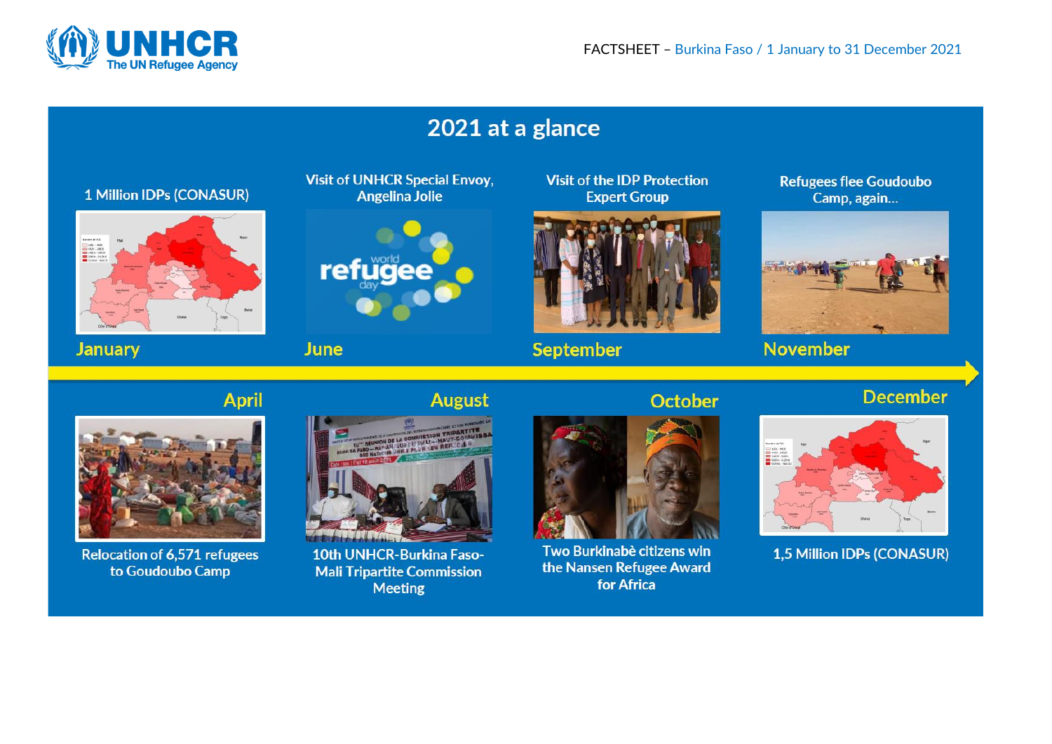## 2021 at a glance

**January**
1 Million IDPs (CONASUR)

**April**
Relocation of 6,571 refugees to Goudoubo Camp

**June**
Visit of UNHCR Special Envoy, Angelina Jolie

**August**
10th UNHCR-Burkina Faso-Mali Tripartite Commission Meeting

**September**
Visit of the IDP Protection Expert Group

**October**
Two Burkinabè citizens win the Nansen Refugee Award for Africa

**November**
Refugees flee Goudoubo Camp, again…

**December**
1,5 Million IDPs (CONASUR)